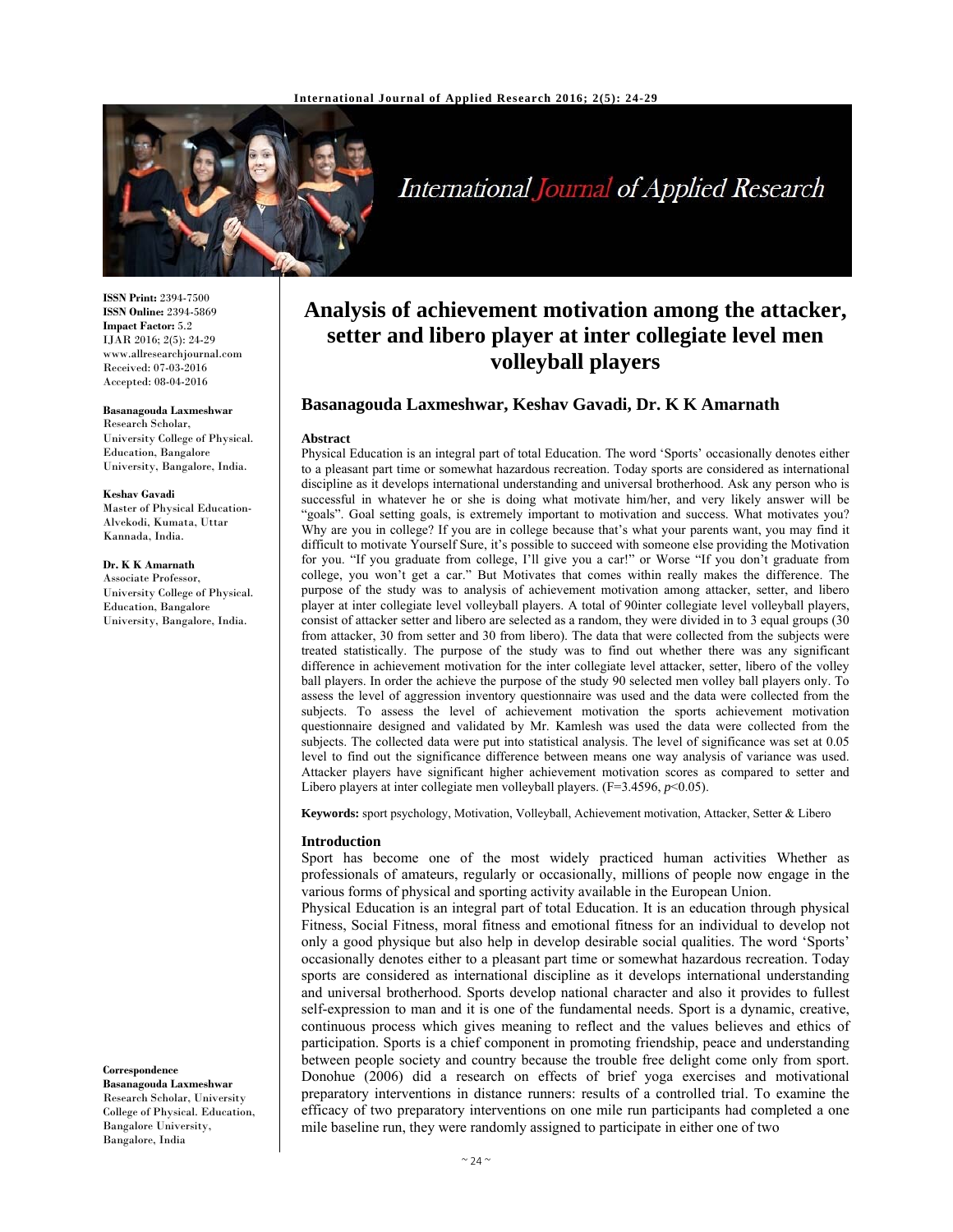# Analysis of achievement motivation among the attacker, setter and libero player at inter collegiate level men volleyball players

**Basanagouda Laxmeshwar, Keshav Gavadi, Dr. K K Amarnath**

**ISSN Print:** 2394-7500
**ISSN Online:** 2394-5869
**Impact Factor:** 5.2
IJAR 2016; 2(5): 24-29
www.allresearchjournal.com
Received: 07-03-2016
Accepted: 08-04-2016

**Basanagouda Laxmeshwar**
Research Scholar, University College of Physical. Education, Bangalore University, Bangalore, India.

**Keshav Gavadi**
Master of Physical Education-Alvekodi, Kumata, Uttar Kannada, India.

**Dr. K K Amarnath**
Associate Professor, University College of Physical. Education, Bangalore University, Bangalore, India.

**Correspondence**
**Basanagouda Laxmeshwar**
Research Scholar, University College of Physical. Education, Bangalore University, Bangalore, India

## Abstract

Physical Education is an integral part of total Education. The word 'Sports' occasionally denotes either to a pleasant part time or somewhat hazardous recreation. Today sports are considered as international discipline as it develops international understanding and universal brotherhood. Ask any person who is successful in whatever he or she is doing what motivate him/her, and very likely answer will be "goals". Goal setting goals, is extremely important to motivation and success. What motivates you? Why are you in college? If you are in college because that's what your parents want, you may find it difficult to motivate Yourself Sure, it's possible to succeed with someone else providing the Motivation for you. "If you graduate from college, I'll give you a car!" or Worse "If you don't graduate from college, you won't get a car." But Motivates that comes within really makes the difference. The purpose of the study was to analysis of achievement motivation among attacker, setter, and libero player at inter collegiate level volleyball players. A total of 90inter collegiate level volleyball players, consist of attacker setter and libero are selected as a random, they were divided in to 3 equal groups (30 from attacker, 30 from setter and 30 from libero). The data that were collected from the subjects were treated statistically. The purpose of the study was to find out whether there was any significant difference in achievement motivation for the inter collegiate level attacker, setter, libero of the volley ball players. In order the achieve the purpose of the study 90 selected men volley ball players only. To assess the level of aggression inventory questionnaire was used and the data were collected from the subjects. To assess the level of achievement motivation the sports achievement motivation questionnaire designed and validated by Mr. Kamlesh was used the data were collected from the subjects. The collected data were put into statistical analysis. The level of significance was set at 0.05 level to find out the significance difference between means one way analysis of variance was used. Attacker players have significant higher achievement motivation scores as compared to setter and Libero players at inter collegiate men volleyball players. ($F=3.4596$, $p<0.05$).

**Keywords:** sport psychology, Motivation, Volleyball, Achievement motivation, Attacker, Setter & Libero

## Introduction

Sport has become one of the most widely practiced human activities Whether as professionals of amateurs, regularly or occasionally, millions of people now engage in the various forms of physical and sporting activity available in the European Union.

Physical Education is an integral part of total Education. It is an education through physical Fitness, Social Fitness, moral fitness and emotional fitness for an individual to develop not only a good physique but also help in develop desirable social qualities. The word 'Sports' occasionally denotes either to a pleasant part time or somewhat hazardous recreation. Today sports are considered as international discipline as it develops international understanding and universal brotherhood. Sports develop national character and also it provides to fullest self-expression to man and it is one of the fundamental needs. Sport is a dynamic, creative, continuous process which gives meaning to reflect and the values believes and ethics of participation. Sports is a chief component in promoting friendship, peace and understanding between people society and country because the trouble free delight come only from sport. Donohue (2006) did a research on effects of brief yoga exercises and motivational preparatory interventions in distance runners: results of a controlled trial. To examine the efficacy of two preparatory interventions on one mile run participants had completed a one mile baseline run, they were randomly assigned to participate in either one of two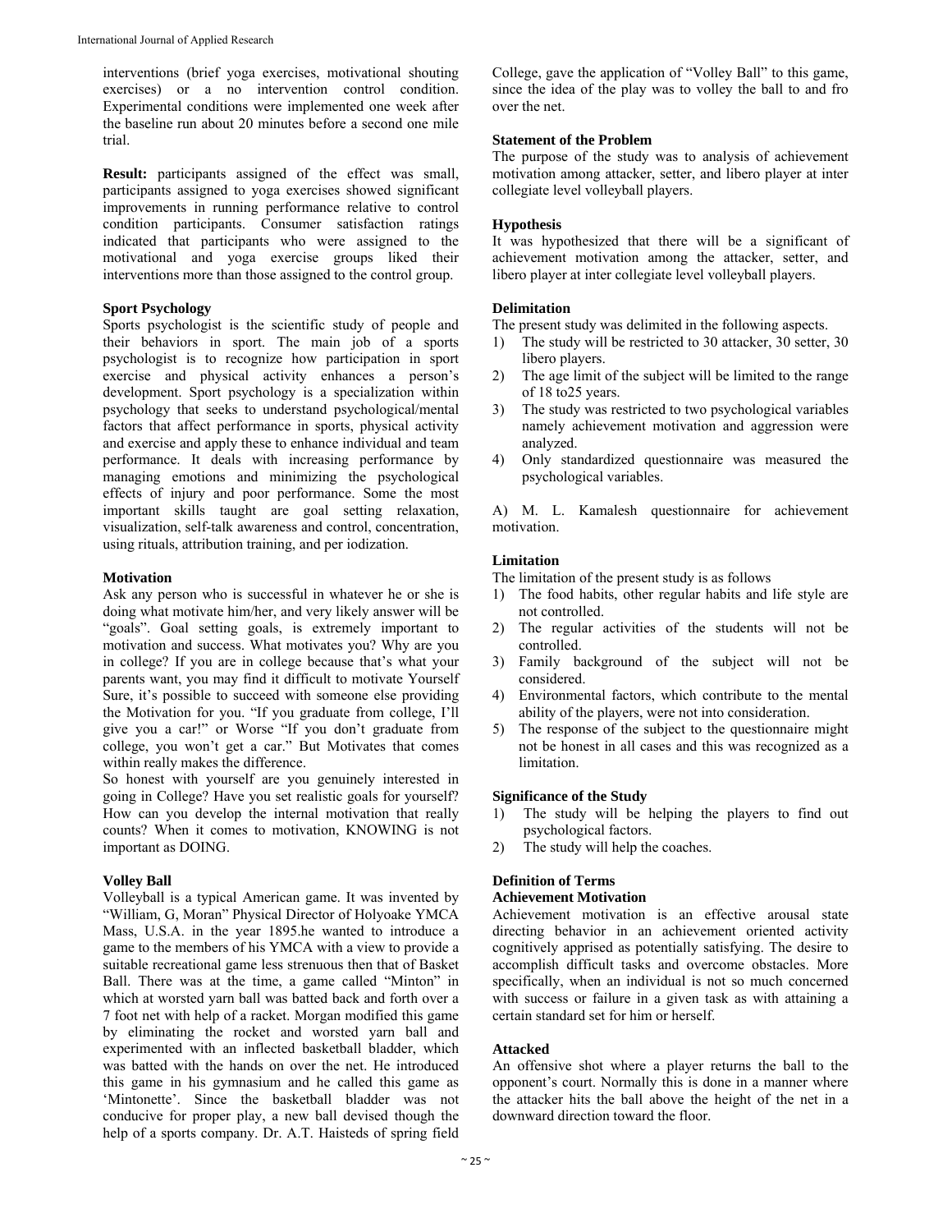interventions (brief yoga exercises, motivational shouting exercises) or a no intervention control condition. Experimental conditions were implemented one week after the baseline run about 20 minutes before a second one mile trial.

**Result:** participants assigned of the effect was small, participants assigned to yoga exercises showed significant improvements in running performance relative to control condition participants. Consumer satisfaction ratings indicated that participants who were assigned to the motivational and yoga exercise groups liked their interventions more than those assigned to the control group.

**Sport Psychology**

Sports psychologist is the scientific study of people and their behaviors in sport. The main job of a sports psychologist is to recognize how participation in sport exercise and physical activity enhances a person's development. Sport psychology is a specialization within psychology that seeks to understand psychological/mental factors that affect performance in sports, physical activity and exercise and apply these to enhance individual and team performance. It deals with increasing performance by managing emotions and minimizing the psychological effects of injury and poor performance. Some the most important skills taught are goal setting relaxation, visualization, self-talk awareness and control, concentration, using rituals, attribution training, and per iodization.

**Motivation**

Ask any person who is successful in whatever he or she is doing what motivate him/her, and very likely answer will be "goals". Goal setting goals, is extremely important to motivation and success. What motivates you? Why are you in college? If you are in college because that's what your parents want, you may find it difficult to motivate Yourself Sure, it's possible to succeed with someone else providing the Motivation for you. "If you graduate from college, I'll give you a car!" or Worse "If you don't graduate from college, you won't get a car." But Motivates that comes within really makes the difference.

So honest with yourself are you genuinely interested in going in College? Have you set realistic goals for yourself? How can you develop the internal motivation that really counts? When it comes to motivation, KNOWING is not important as DOING.

**Volley Ball**

Volleyball is a typical American game. It was invented by "William, G, Moran" Physical Director of Holyoake YMCA Mass, U.S.A. in the year 1895.he wanted to introduce a game to the members of his YMCA with a view to provide a suitable recreational game less strenuous then that of Basket Ball. There was at the time, a game called "Minton" in which at worsted yarn ball was batted back and forth over a 7 foot net with help of a racket. Morgan modified this game by eliminating the rocket and worsted yarn ball and experimented with an inflected basketball bladder, which was batted with the hands on over the net. He introduced this game in his gymnasium and he called this game as 'Mintonette'. Since the basketball bladder was not conducive for proper play, a new ball devised though the help of a sports company. Dr. A.T. Haisteds of spring field College, gave the application of "Volley Ball" to this game, since the idea of the play was to volley the ball to and fro over the net.

**Statement of the Problem**

The purpose of the study was to analysis of achievement motivation among attacker, setter, and libero player at inter collegiate level volleyball players.

**Hypothesis**

It was hypothesized that there will be a significant of achievement motivation among the attacker, setter, and libero player at inter collegiate level volleyball players.

**Delimitation**

The present study was delimited in the following aspects.

1) The study will be restricted to 30 attacker, 30 setter, 30 libero players.
2) The age limit of the subject will be limited to the range of 18 to25 years.
3) The study was restricted to two psychological variables namely achievement motivation and aggression were analyzed.
4) Only standardized questionnaire was measured the psychological variables.

A) M. L. Kamalesh questionnaire for achievement motivation.

**Limitation**

The limitation of the present study is as follows

1) The food habits, other regular habits and life style are not controlled.
2) The regular activities of the students will not be controlled.
3) Family background of the subject will not be considered.
4) Environmental factors, which contribute to the mental ability of the players, were not into consideration.
5) The response of the subject to the questionnaire might not be honest in all cases and this was recognized as a limitation.

**Significance of the Study**

1) The study will be helping the players to find out psychological factors.
2) The study will help the coaches.

**Definition of Terms**

**Achievement Motivation**

Achievement motivation is an effective arousal state directing behavior in an achievement oriented activity cognitively apprised as potentially satisfying. The desire to accomplish difficult tasks and overcome obstacles. More specifically, when an individual is not so much concerned with success or failure in a given task as with attaining a certain standard set for him or herself.

**Attacked**

An offensive shot where a player returns the ball to the opponent's court. Normally this is done in a manner where the attacker hits the ball above the height of the net in a downward direction toward the floor.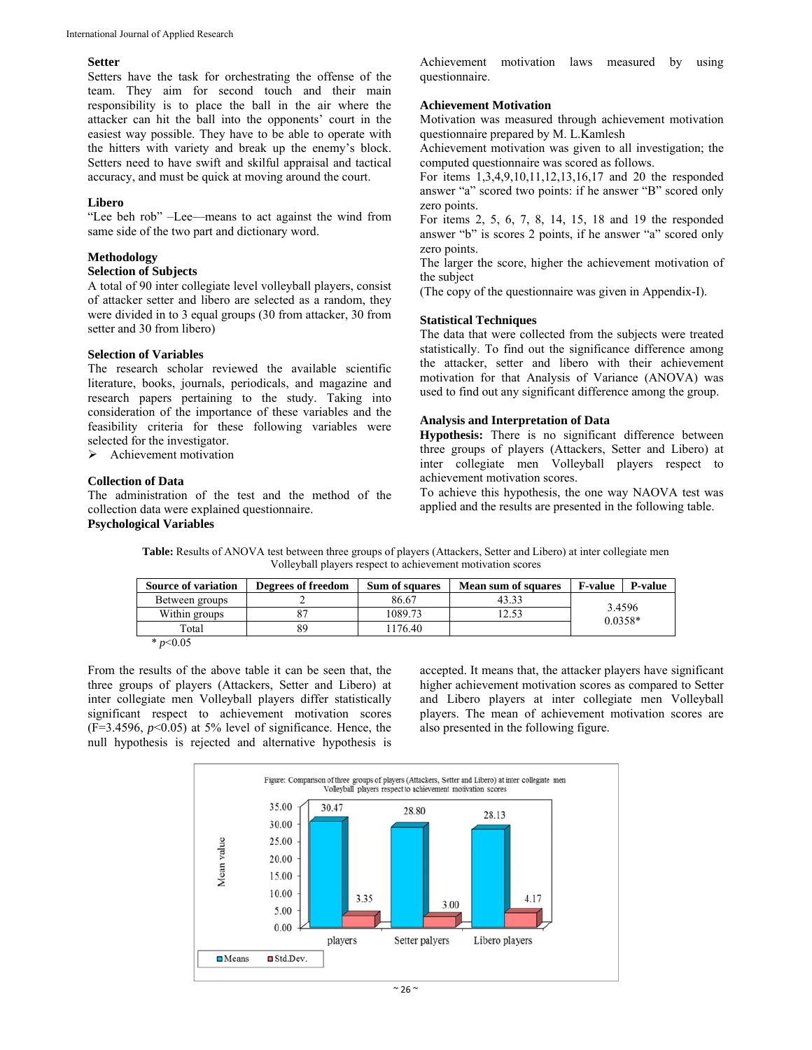### Setter

Setters have the task for orchestrating the offense of the team. They aim for second touch and their main responsibility is to place the ball in the air where the attacker can hit the ball into the opponents' court in the easiest way possible. They have to be able to operate with the hitters with variety and break up the enemy's block. Setters need to have swift and skilful appraisal and tactical accuracy, and must be quick at moving around the court.

### Libero

"Lee beh rob" –Lee—means to act against the wind from same side of the two part and dictionary word.

## Methodology

### Selection of Subjects

A total of 90 inter collegiate level volleyball players, consist of attacker setter and libero are selected as a random, they were divided in to 3 equal groups (30 from attacker, 30 from setter and 30 from libero)

### Selection of Variables

The research scholar reviewed the available scientific literature, books, journals, periodicals, and magazine and research papers pertaining to the study. Taking into consideration of the importance of these variables and the feasibility criteria for these following variables were selected for the investigator.

- Achievement motivation

### Collection of Data

The administration of the test and the method of the collection data were explained questionnaire.

### Psychological Variables

Achievement motivation laws measured by using questionnaire.

### Achievement Motivation

Motivation was measured through achievement motivation questionnaire prepared by M. L.Kamlesh

Achievement motivation was given to all investigation; the computed questionnaire was scored as follows.

For items 1,3,4,9,10,11,12,13,16,17 and 20 the responded answer "a" scored two points: if he answer "B" scored only zero points.

For items 2, 5, 6, 7, 8, 14, 15, 18 and 19 the responded answer "b" is scores 2 points, if he answer "a" scored only zero points.

The larger the score, higher the achievement motivation of the subject

(The copy of the questionnaire was given in Appendix-I).

### Statistical Techniques

The data that were collected from the subjects were treated statistically. To find out the significance difference among the attacker, setter and libero with their achievement motivation for that Analysis of Variance (ANOVA) was used to find out any significant difference among the group.

### Analysis and Interpretation of Data

**Hypothesis:** There is no significant difference between three groups of players (Attackers, Setter and Libero) at inter collegiate men Volleyball players respect to achievement motivation scores.

To achieve this hypothesis, the one way NAOVA test was applied and the results are presented in the following table.

**Table:** Results of ANOVA test between three groups of players (Attackers, Setter and Libero) at inter collegiate men Volleyball players respect to achievement motivation scores

| Source of variation | Degrees of freedom | Sum of squares | Mean sum of squares | F-value | P-value |
|---|---|---|---|---|---|
| Between groups | 2 | 86.67 | 43.33 | 3.4596 | 0.0358* |
| Within groups | 87 | 1089.73 | 12.53 | | |
| Total | 89 | 1176.40 | | | |

* $p<0.05$

From the results of the above table it can be seen that, the three groups of players (Attackers, Setter and Libero) at inter collegiate men Volleyball players differ statistically significant respect to achievement motivation scores ($F=3.4596$, $p<0.05$) at 5% level of significance. Hence, the null hypothesis is rejected and alternative hypothesis is accepted. It means that, the attacker players have significant higher achievement motivation scores as compared to Setter and Libero players at inter collegiate men Volleyball players. The mean of achievement motivation scores are also presented in the following figure.

Figure: Comparison of three groups of players (Attackers, Setter and Libero) at inter collegiate men Volleyball players respect to achievement motivation scores

| | Means | Std.Dev. |
|---|---|---|
| players | 30.47 | 3.35 |
| Setter palyers | 28.80 | 3.00 |
| Libero players | 28.13 | 4.17 |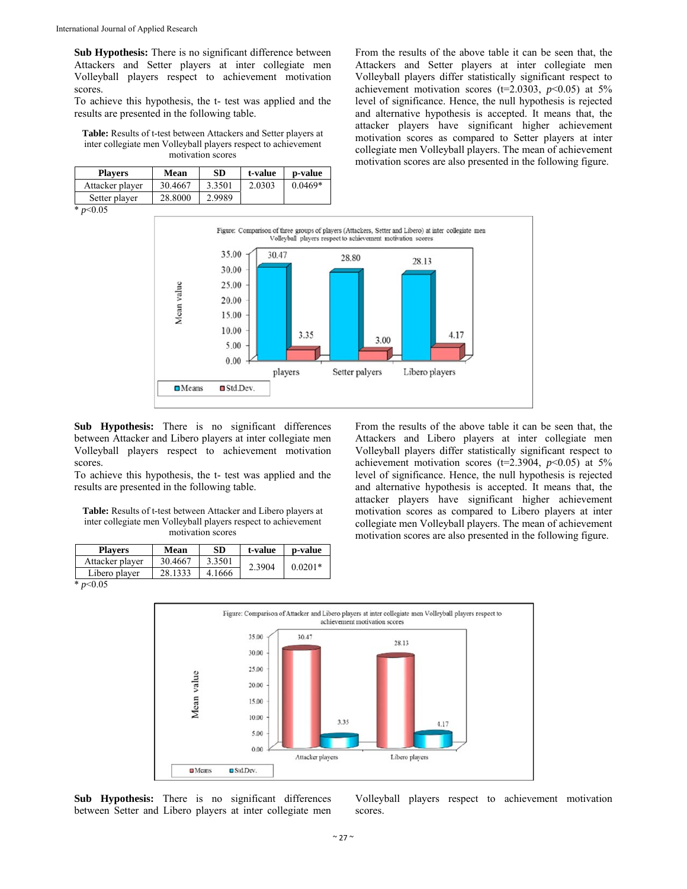**Sub Hypothesis:** There is no significant difference between Attackers and Setter players at inter collegiate men Volleyball players respect to achievement motivation scores.

To achieve this hypothesis, the t- test was applied and the results are presented in the following table.

**Table:** Results of t-test between Attackers and Setter players at inter collegiate men Volleyball players respect to achievement motivation scores

| Players | Mean | SD | t-value | p-value |
|---|---|---|---|---|
| Attacker player | 30.4667 | 3.3501 | 2.0303 | 0.0469* |
| Setter player | 28.8000 | 2.9989 | | |

* $p<0.05$

From the results of the above table it can be seen that, the Attackers and Setter players at inter collegiate men Volleyball players differ statistically significant respect to achievement motivation scores ($t=2.0303$, $p<0.05$) at 5% level of significance. Hence, the null hypothesis is rejected and alternative hypothesis is accepted. It means that, the attacker players have significant higher achievement motivation scores as compared to Setter players at inter collegiate men Volleyball players. The mean of achievement motivation scores are also presented in the following figure.

Figure: Comparison of three groups of players (Attackers, Setter and Libero) at inter collegiate men Volleyball players respect to achievement motivation scores

**Sub Hypothesis:** There is no significant differences between Attacker and Libero players at inter collegiate men Volleyball players respect to achievement motivation scores.

To achieve this hypothesis, the t- test was applied and the results are presented in the following table.

**Table:** Results of t-test between Attacker and Libero players at inter collegiate men Volleyball players respect to achievement motivation scores

| Players | Mean | SD | t-value | p-value |
|---|---|---|---|---|
| Attacker player | 30.4667 | 3.3501 | 2.3904 | 0.0201* |
| Libero player | 28.1333 | 4.1666 | | |

* $p<0.05$

From the results of the above table it can be seen that, the Attackers and Libero players at inter collegiate men Volleyball players differ statistically significant respect to achievement motivation scores ($t=2.3904$, $p<0.05$) at 5% level of significance. Hence, the null hypothesis is rejected and alternative hypothesis is accepted. It means that, the attacker players have significant higher achievement motivation scores as compared to Libero players at inter collegiate men Volleyball players. The mean of achievement motivation scores are also presented in the following figure.

Figure: Comparison of Attacker and Libero players at inter collegiate men Volleyball players respect to achievement motivation scores

**Sub Hypothesis:** There is no significant differences between Setter and Libero players at inter collegiate men Volleyball players respect to achievement motivation scores.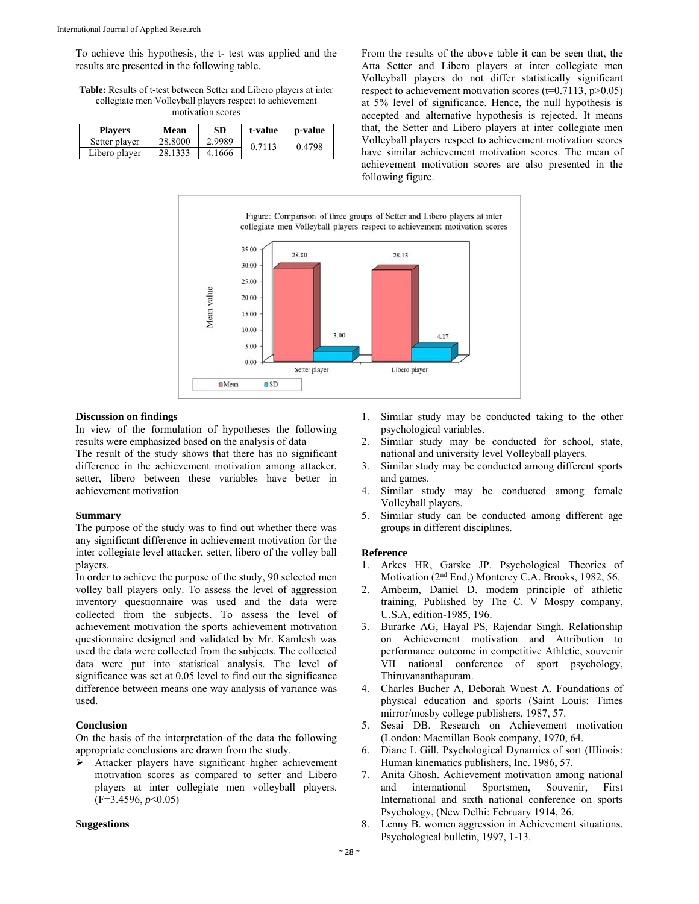To achieve this hypothesis, the t- test was applied and the results are presented in the following table.

**Table:** Results of t-test between Setter and Libero players at inter collegiate men Volleyball players respect to achievement motivation scores

| Players | Mean | SD | t-value | p-value |
|---|---|---|---|---|
| Setter player | 28.8000 | 2.9989 | 0.7113 | 0.4798 |
| Libero player | 28.1333 | 4.1666 | | |

From the results of the above table it can be seen that, the Atta Setter and Libero players at inter collegiate men Volleyball players do not differ statistically significant respect to achievement motivation scores ($t=0.7113$, $p>0.05$) at 5% level of significance. Hence, the null hypothesis is accepted and alternative hypothesis is rejected. It means that, the Setter and Libero players at inter collegiate men Volleyball players respect to achievement motivation scores have similar achievement motivation scores. The mean of achievement motivation scores are also presented in the following figure.

Figure: Comparison of three groups of Setter and Libero players at inter collegiate men Volleyball players respect to achievement motivation scores

| | Setter player | Libero player |
|---|---|---|
| Mean | 28.80 | 28.13 |
| SD | 3.00 | 4.17 |

## Discussion on findings

In view of the formulation of hypotheses the following results were emphasized based on the analysis of data

The result of the study shows that there has no significant difference in the achievement motivation among attacker, setter, libero between these variables have better in achievement motivation

## Summary

The purpose of the study was to find out whether there was any significant difference in achievement motivation for the inter collegiate level attacker, setter, libero of the volley ball players.

In order to achieve the purpose of the study, 90 selected men volley ball players only. To assess the level of aggression inventory questionnaire was used and the data were collected from the subjects. To assess the level of achievement motivation the sports achievement motivation questionnaire designed and validated by Mr. Kamlesh was used the data were collected from the subjects. The collected data were put into statistical analysis. The level of significance was set at 0.05 level to find out the significance difference between means one way analysis of variance was used.

## Conclusion

On the basis of the interpretation of the data the following appropriate conclusions are drawn from the study.

- Attacker players have significant higher achievement motivation scores as compared to setter and Libero players at inter collegiate men volleyball players. ($F=3.4596$, $p<0.05$)

## Suggestions

1. Similar study may be conducted taking to the other psychological variables.
2. Similar study may be conducted for school, state, national and university level Volleyball players.
3. Similar study may be conducted among different sports and games.
4. Similar study may be conducted among female Volleyball players.
5. Similar study can be conducted among different age groups in different disciplines.

## Reference

1. Arkes HR, Garske JP. Psychological Theories of Motivation (2nd End,) Monterey C.A. Brooks, 1982, 56.
2. Ambeim, Daniel D. modem principle of athletic training, Published by The C. V Mospy company, U.S.A, edition-1985, 196.
3. Burarke AG, Hayal PS, Rajendar Singh. Relationship on Achievement motivation and Attribution to performance outcome in competitive Athletic, souvenir VII national conference of sport psychology, Thiruvananthapuram.
4. Charles Bucher A, Deborah Wuest A. Foundations of physical education and sports (Saint Louis: Times mirror/mosby college publishers, 1987, 57.
5. Sesai DB. Research on Achievement motivation (London: Macmillan Book company, 1970, 64.
6. Diane L Gill. Psychological Dynamics of sort (IIlinois: Human kinematics publishers, Inc. 1986, 57.
7. Anita Ghosh. Achievement motivation among national and international Sportsmen, Souvenir, First International and sixth national conference on sports Psychology, (New Delhi: February 1914, 26.
8. Lenny B. women aggression in Achievement situations. Psychological bulletin, 1997, 1-13.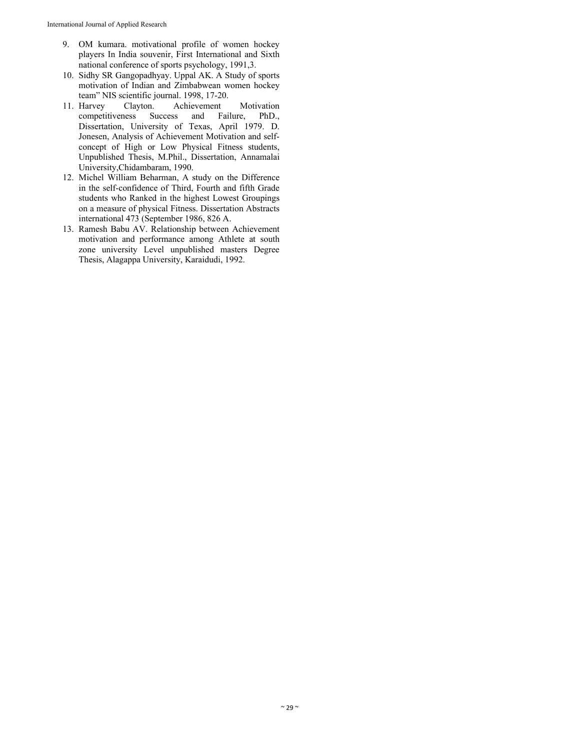9. OM kumara. motivational profile of women hockey players In India souvenir, First International and Sixth national conference of sports psychology, 1991,3.
10. Sidhy SR Gangopadhyay. Uppal AK. A Study of sports motivation of Indian and Zimbabwean women hockey team" NIS scientific journal. 1998, 17-20.
11. Harvey Clayton. Achievement Motivation competitiveness Success and Failure, PhD., Dissertation, University of Texas, April 1979. D. Jonesen, Analysis of Achievement Motivation and self-concept of High or Low Physical Fitness students, Unpublished Thesis, M.Phil., Dissertation, Annamalai University,Chidambaram, 1990.
12. Michel William Beharman, A study on the Difference in the self-confidence of Third, Fourth and fifth Grade students who Ranked in the highest Lowest Groupings on a measure of physical Fitness. Dissertation Abstracts international 473 (September 1986, 826 A.
13. Ramesh Babu AV. Relationship between Achievement motivation and performance among Athlete at south zone university Level unpublished masters Degree Thesis, Alagappa University, Karaidudi, 1992.